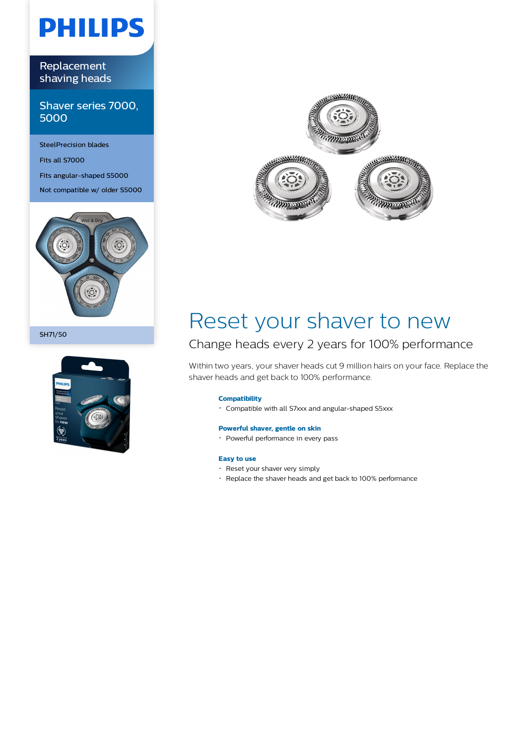PHILIPS

Replacement shaving heads

Shaver series 7000, 5000

SteelPrecision blades

Fits all S7000

Fits angular-shaped S5000

Not compatible w/ older S5000

SH71/50

# Reset your shaver to new

## Change heads every 2 years for 100% performance

Within two years, your shaver heads cut 9 million hairs on your face. Replace the shaver heads and get back to 100% performance.

### Compatibility

- Compatible with all S7xxx and angular-shaped S5xxx

### Powerful shaver, gentle on skin

- Powerful performance in every pass

### Easy to use

- Reset your shaver very simply
- Replace the shaver heads and get back to 100% performance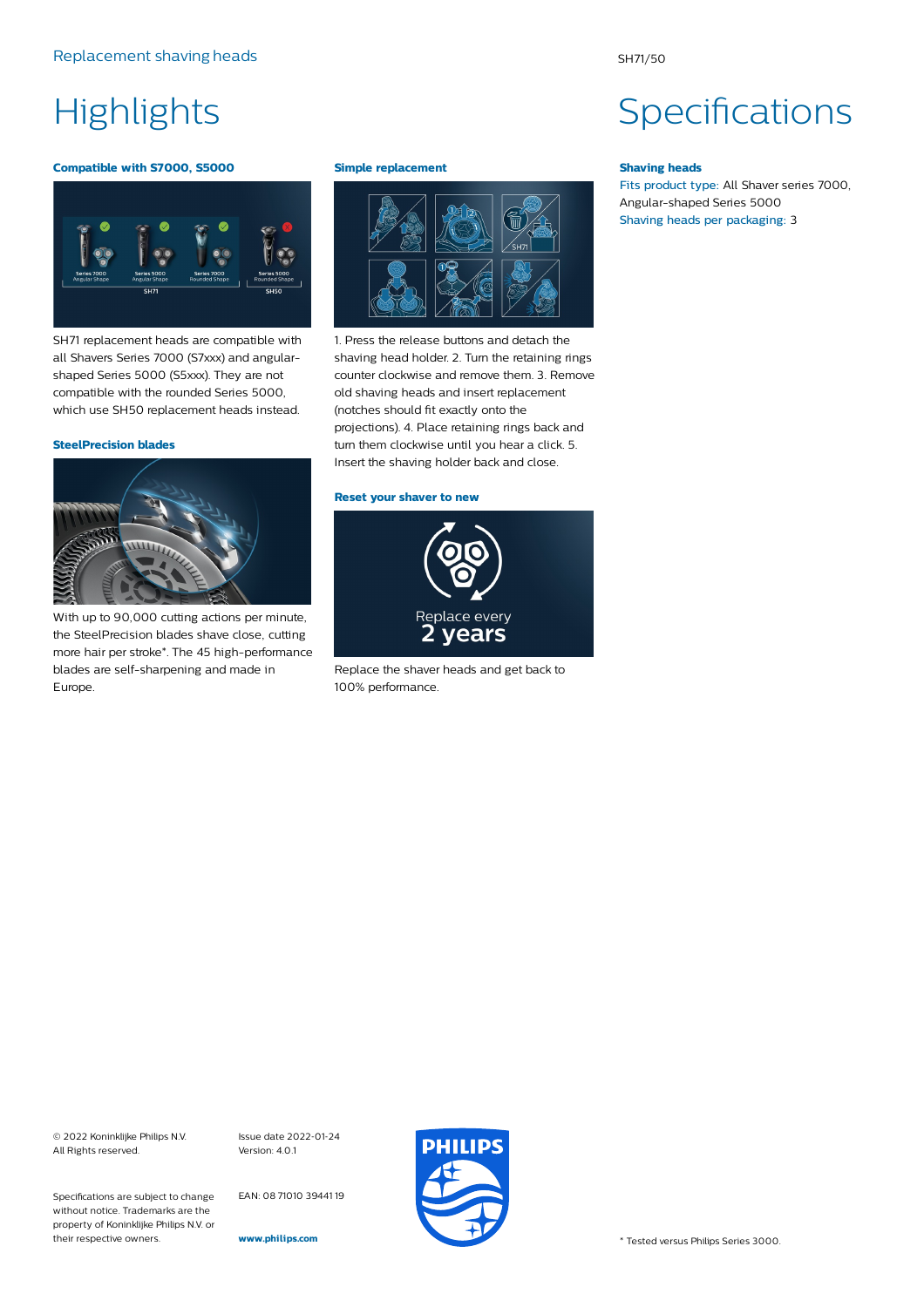Replacement shaving heads

SH71/50

# Highlights

### Compatible with S7000, S5000

Series 7000 Angular Shape
Series 5000 Angular Shape
Series 7000 Rounded Shape
SH71
Series 5000 Rounded Shape
SH50

SH71 replacement heads are compatible with all Shavers Series 7000 (S7xxx) and angular-shaped Series 5000 (S5xxx). They are not compatible with the rounded Series 5000, which use SH50 replacement heads instead.

### SteelPrecision blades

With up to 90,000 cutting actions per minute, the SteelPrecision blades shave close, cutting more hair per stroke*. The 45 high-performance blades are self-sharpening and made in Europe.

### Simple replacement

1. Press the release buttons and detach the shaving head holder. 2. Turn the retaining rings counter clockwise and remove them. 3. Remove old shaving heads and insert replacement (notches should fit exactly onto the projections). 4. Place retaining rings back and turn them clockwise until you hear a click. 5. Insert the shaving holder back and close.

### Reset your shaver to new

Replace every
2 years

Replace the shaver heads and get back to 100% performance.

# Specifications

### Shaving heads

- Fits product type: All Shaver series 7000, Angular-shaped Series 5000
- Shaving heads per packaging: 3

© 2022 Koninklijke Philips N.V.
All Rights reserved.

Specifications are subject to change without notice. Trademarks are the property of Koninklijke Philips N.V. or their respective owners.

Issue date 2022-01-24
Version: 4.0.1

EAN: 08 71010 39441 19

www.philips.com

\* Tested versus Philips Series 3000.